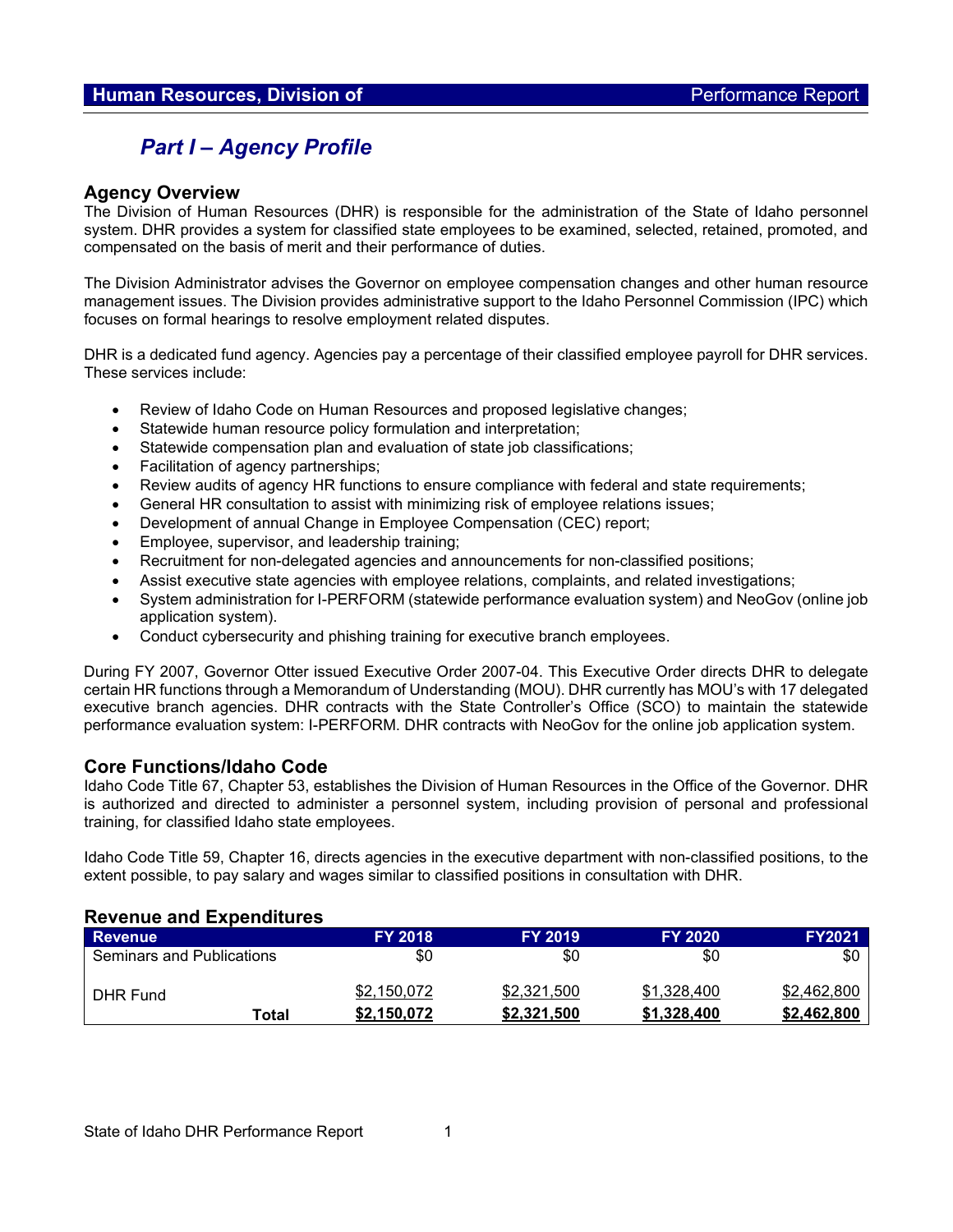## Part I – Agency Profile

### Agency Overview

The Division of Human Resources (DHR) is responsible for the administration of the State of Idaho personnel system. DHR provides a system for classified state employees to be examined, selected, retained, promoted, and compensated on the basis of merit and their performance of duties.

The Division Administrator advises the Governor on employee compensation changes and other human resource management issues. The Division provides administrative support to the Idaho Personnel Commission (IPC) which focuses on formal hearings to resolve employment related disputes.

DHR is a dedicated fund agency. Agencies pay a percentage of their classified employee payroll for DHR services. These services include:

- Review of Idaho Code on Human Resources and proposed legislative changes;
- Statewide human resource policy formulation and interpretation;
- Statewide compensation plan and evaluation of state job classifications;
- Facilitation of agency partnerships;
- Review audits of agency HR functions to ensure compliance with federal and state requirements;
- General HR consultation to assist with minimizing risk of employee relations issues;
- Development of annual Change in Employee Compensation (CEC) report;
- Employee, supervisor, and leadership training;
- Recruitment for non-delegated agencies and announcements for non-classified positions;
- Assist executive state agencies with employee relations, complaints, and related investigations;
- System administration for I-PERFORM (statewide performance evaluation system) and NeoGov (online job application system).
- Conduct cybersecurity and phishing training for executive branch employees.

During FY 2007, Governor Otter issued Executive Order 2007-04. This Executive Order directs DHR to delegate certain HR functions through a Memorandum of Understanding (MOU). DHR currently has MOU's with 17 delegated executive branch agencies. DHR contracts with the State Controller's Office (SCO) to maintain the statewide performance evaluation system: I-PERFORM. DHR contracts with NeoGov for the online job application system.

### Core Functions/Idaho Code

Idaho Code Title 67, Chapter 53, establishes the Division of Human Resources in the Office of the Governor. DHR is authorized and directed to administer a personnel system, including provision of personal and professional training, for classified Idaho state employees.

Idaho Code Title 59, Chapter 16, directs agencies in the executive department with non-classified positions, to the extent possible, to pay salary and wages similar to classified positions in consultation with DHR.

### Revenue and Expenditures

| Revenue | FY 2018 | FY 2019 | FY 2020 | FY2021 |
|---|---|---|---|---|
| Seminars and Publications | $0 | $0 | $0 | $0 |
| DHR Fund | $2,150,072 | $2,321,500 | $1,328,400 | $2,462,800 |
| **Total** | **$2,150,072** | **$2,321,500** | **$1,328,400** | **$2,462,800** |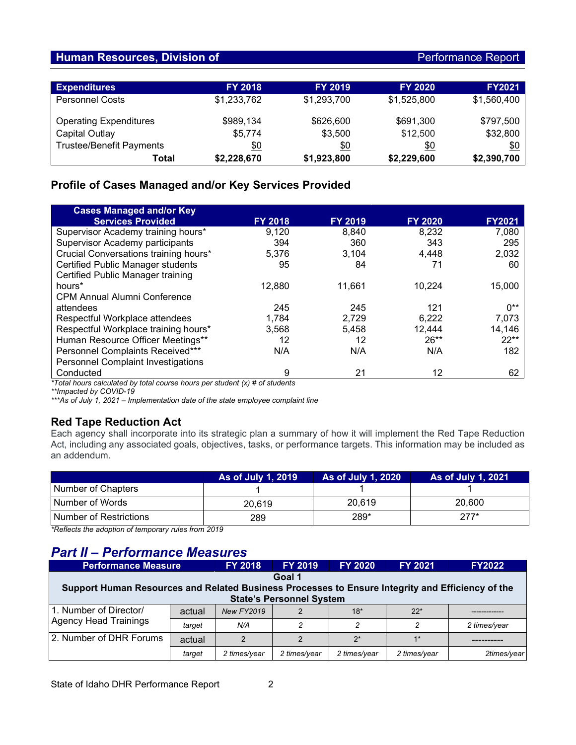## Human Resources, Division of — Performance Report

| Expenditures | FY 2018 | FY 2019 | FY 2020 | FY2021 |
|---|---|---|---|---|
| Personnel Costs | $1,233,762 | $1,293,700 | $1,525,800 | $1,560,400 |
| Operating Expenditures | $989,134 | $626,600 | $691,300 | $797,500 |
| Capital Outlay | $5,774 | $3,500 | $12,500 | $32,800 |
| Trustee/Benefit Payments | $0 | $0 | $0 | $0 |
| **Total** | **$2,228,670** | **$1,923,800** | **$2,229,600** | **$2,390,700** |

### Profile of Cases Managed and/or Key Services Provided

| Cases Managed and/or Key Services Provided | FY 2018 | FY 2019 | FY 2020 | FY2021 |
|---|---|---|---|---|
| Supervisor Academy training hours* | 9,120 | 8,840 | 8,232 | 7,080 |
| Supervisor Academy participants | 394 | 360 | 343 | 295 |
| Crucial Conversations training hours* | 5,376 | 3,104 | 4,448 | 2,032 |
| Certified Public Manager students | 95 | 84 | 71 | 60 |
| Certified Public Manager training hours* | 12,880 | 11,661 | 10,224 | 15,000 |
| CPM Annual Alumni Conference attendees | 245 | 245 | 121 | 0** |
| Respectful Workplace attendees | 1,784 | 2,729 | 6,222 | 7,073 |
| Respectful Workplace training hours* | 3,568 | 5,458 | 12,444 | 14,146 |
| Human Resource Officer Meetings** | 12 | 12 | 26** | 22** |
| Personnel Complaints Received*** | N/A | N/A | N/A | 182 |
| Personnel Complaint Investigations Conducted | 9 | 21 | 12 | 62 |

*\*Total hours calculated by total course hours per student (x) # of students*
*\*\*Impacted by COVID-19*
*\*\*\*As of July 1, 2021 – Implementation date of the state employee complaint line*

### Red Tape Reduction Act

Each agency shall incorporate into its strategic plan a summary of how it will implement the Red Tape Reduction Act, including any associated goals, objectives, tasks, or performance targets. This information may be included as an addendum.

| | As of July 1, 2019 | As of July 1, 2020 | As of July 1, 2021 |
|---|---|---|---|
| Number of Chapters | 1 | 1 | 1 |
| Number of Words | 20,619 | 20,619 | 20,600 |
| Number of Restrictions | 289 | 289* | 277* |

*\*Reflects the adoption of temporary rules from 2019*

## *Part II – Performance Measures*

| Performance Measure | | FY 2018 | FY 2019 | FY 2020 | FY 2021 | FY2022 |
|---|---|---|---|---|---|---|
| **Goal 1<br>Support Human Resources and Related Business Processes to Ensure Integrity and Efficiency of the State's Personnel System** | | | | | | |
| 1. Number of Director/ Agency Head Trainings | actual | *New FY2019* | 2 | 18* | 22* | ------------- |
| | *target* | *N/A* | *2* | *2* | *2* | *2 times/year* |
| 2. Number of DHR Forums | actual | 2 | 2 | 2* | 1* | ---------- |
| | *target* | *2 times/year* | *2 times/year* | *2 times/year* | *2 times/year* | *2times/year* |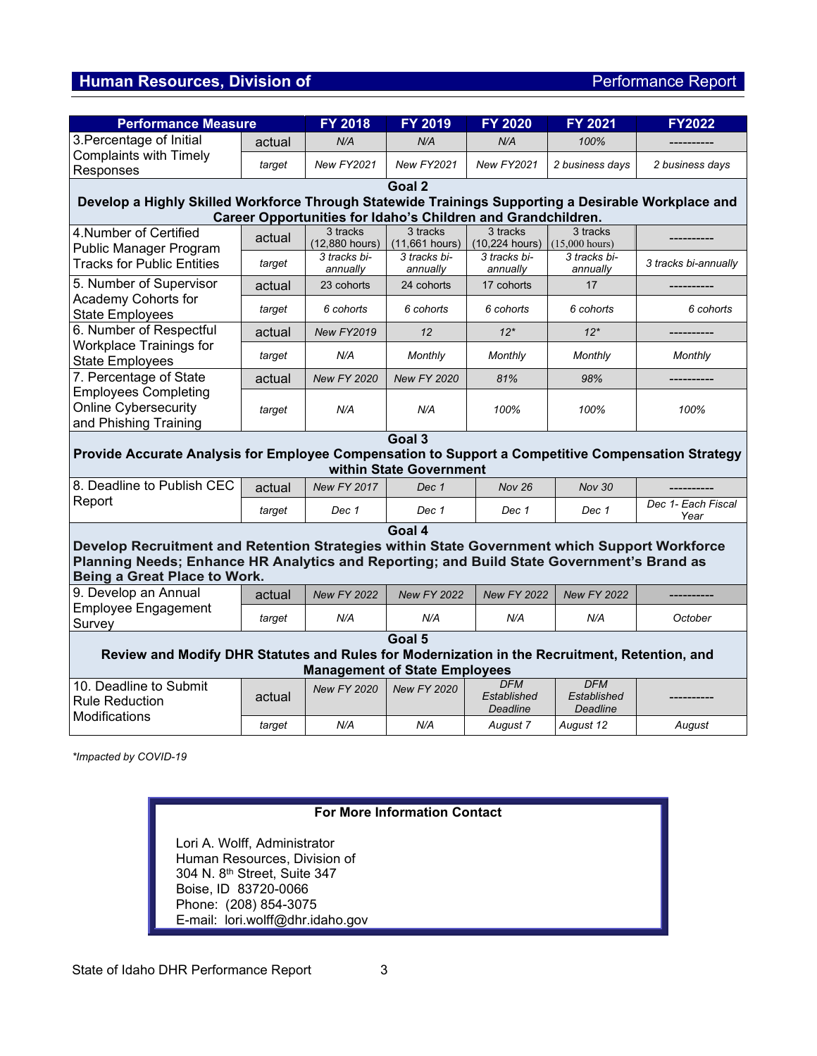| Performance Measure | | FY 2018 | FY 2019 | FY 2020 | FY 2021 | FY2022 |
|---|---|---|---|---|---|---|
| 3.Percentage of Initial Complaints with Timely Responses | actual | *N/A* | *N/A* | *N/A* | *100%* | ---------- |
| | target | *New FY2021* | *New FY2021* | *New FY2021* | *2 business days* | *2 business days* |
| **Goal 2**<br>**Develop a Highly Skilled Workforce Through Statewide Trainings Supporting a Desirable Workplace and Career Opportunities for Idaho's Children and Grandchildren.** | | | | | | |
| 4.Number of Certified Public Manager Program Tracks for Public Entities | actual | 3 tracks (12,880 hours) | 3 tracks (11,661 hours) | 3 tracks (10,224 hours) | 3 tracks (15,000 hours) | ---------- |
| | target | *3 tracks bi-annually* | *3 tracks bi-annually* | *3 tracks bi-annually* | *3 tracks bi-annually* | *3 tracks bi-annually* |
| 5. Number of Supervisor Academy Cohorts for State Employees | actual | 23 cohorts | 24 cohorts | 17 cohorts | 17 | ---------- |
| | target | *6 cohorts* | *6 cohorts* | *6 cohorts* | *6 cohorts* | *6 cohorts* |
| 6. Number of Respectful Workplace Trainings for State Employees | actual | *New FY2019* | *12* | *12\** | *12\** | ---------- |
| | target | *N/A* | *Monthly* | *Monthly* | *Monthly* | *Monthly* |
| 7. Percentage of State Employees Completing Online Cybersecurity and Phishing Training | actual | *New FY 2020* | *New FY 2020* | *81%* | *98%* | ---------- |
| | target | *N/A* | *N/A* | *100%* | *100%* | *100%* |
| **Goal 3**<br>**Provide Accurate Analysis for Employee Compensation to Support a Competitive Compensation Strategy within State Government** | | | | | | |
| 8. Deadline to Publish CEC Report | actual | *New FY 2017* | *Dec 1* | *Nov 26* | *Nov 30* | ---------- |
| | target | *Dec 1* | *Dec 1* | *Dec 1* | *Dec 1* | *Dec 1- Each Fiscal Year* |
| **Goal 4**<br>**Develop Recruitment and Retention Strategies within State Government which Support Workforce Planning Needs; Enhance HR Analytics and Reporting; and Build State Government's Brand as Being a Great Place to Work.** | | | | | | |
| 9. Develop an Annual Employee Engagement Survey | actual | *New FY 2022* | *New FY 2022* | *New FY 2022* | *New FY 2022* | ---------- |
| | target | *N/A* | *N/A* | *N/A* | *N/A* | *October* |
| **Goal 5**<br>**Review and Modify DHR Statutes and Rules for Modernization in the Recruitment, Retention, and Management of State Employees** | | | | | | |
| 10. Deadline to Submit Rule Reduction Modifications | actual | *New FY 2020* | *New FY 2020* | *DFM Established Deadline* | *DFM Established Deadline* | ---------- |
| | target | *N/A* | *N/A* | *August 7* | *August 12* | *August* |

*\*Impacted by COVID-19*

**For More Information Contact**

Lori A. Wolff, Administrator
Human Resources, Division of
304 N. 8th Street, Suite 347
Boise, ID 83720-0066
Phone: (208) 854-3075
E-mail: lori.wolff@dhr.idaho.gov